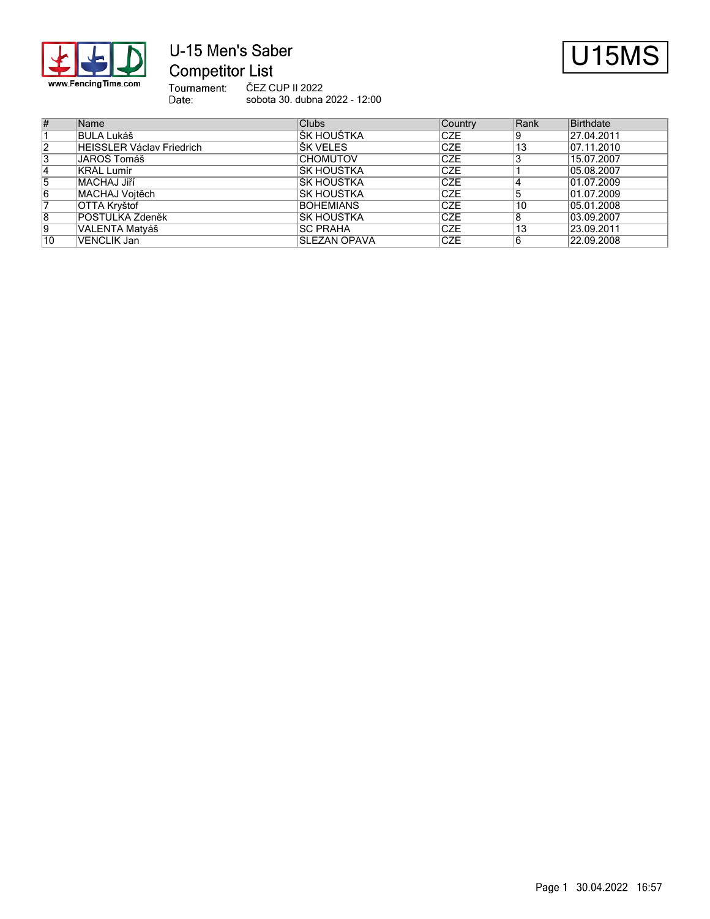# U-15 Men's Saber

## Competitor List

Tournament: ČEZ CUP II 2022
Date: sobota 30. dubna 2022 - 12:00

U15MS

| # | Name | Clubs | Country | Rank | Birthdate |
|---|---|---|---|---|---|
| 1 | BULA Lukáš | ŠK HOUŠTKA | CZE | 9 | 27.04.2011 |
| 2 | HEISSLER Václav Friedrich | ŠK VELES | CZE | 13 | 07.11.2010 |
| 3 | JAROŠ Tomáš | CHOMUTOV | CZE | 3 | 15.07.2007 |
| 4 | KRÁL Lumír | ŠK HOUŠTKA | CZE | 1 | 05.08.2007 |
| 5 | MACHAJ Jiří | ŠK HOUŠTKA | CZE | 4 | 01.07.2009 |
| 6 | MACHAJ Vojtěch | ŠK HOUŠTKA | CZE | 5 | 01.07.2009 |
| 7 | OTTA Kryštof | BOHEMIANS | CZE | 10 | 05.01.2008 |
| 8 | POSTULKA Zdeněk | ŠK HOUŠTKA | CZE | 8 | 03.09.2007 |
| 9 | VALENTA Matyáš | SC PRAHA | CZE | 13 | 23.09.2011 |
| 10 | VENCLÍK Jan | SLEZAN OPAVA | CZE | 6 | 22.09.2008 |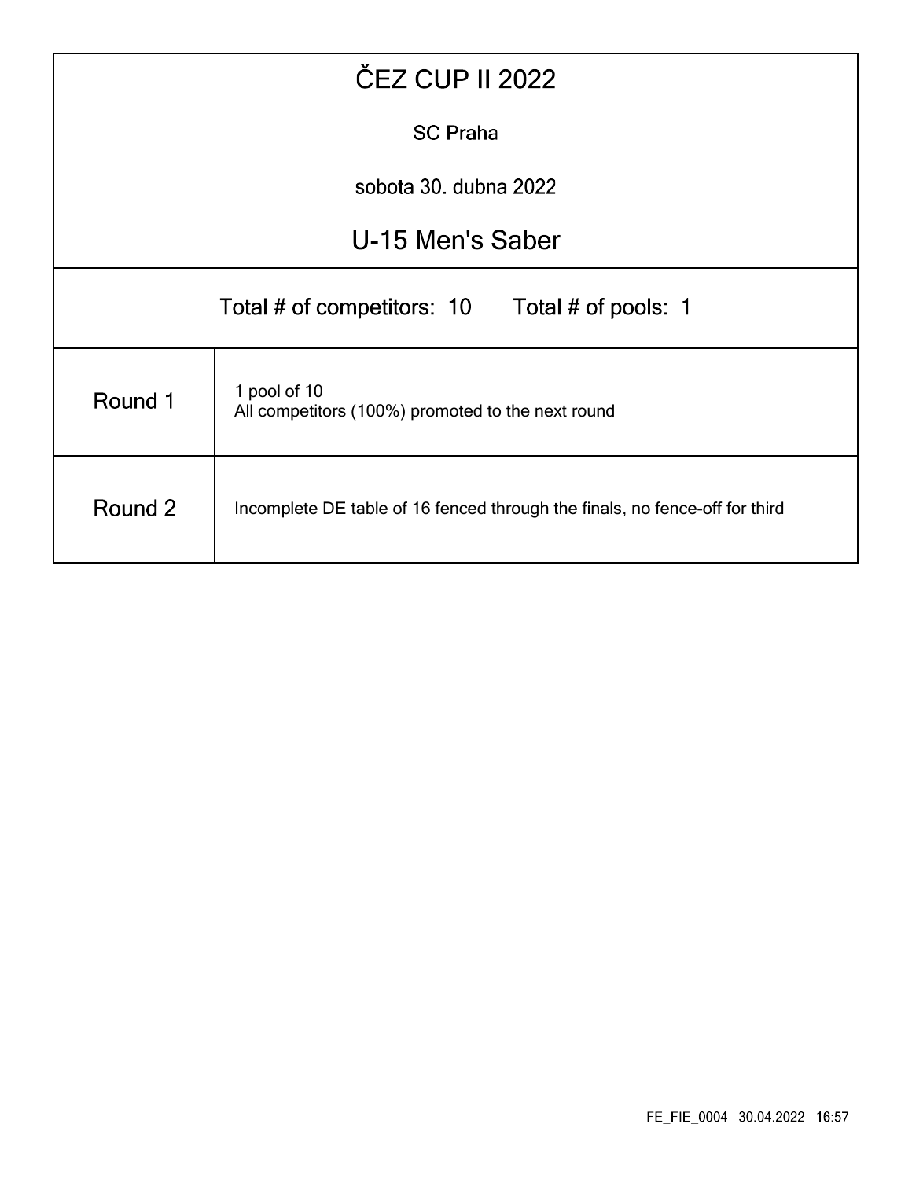# ČEZ CUP II 2022

SC Praha

sobota 30. dubna 2022

## U-15 Men's Saber

Total # of competitors: 10 Total # of pools: 1

| | |
|---|---|
| Round 1 | 1 pool of 10<br>All competitors (100%) promoted to the next round |
| Round 2 | Incomplete DE table of 16 fenced through the finals, no fence-off for third |

FE_FIE_0004 30.04.2022 16:57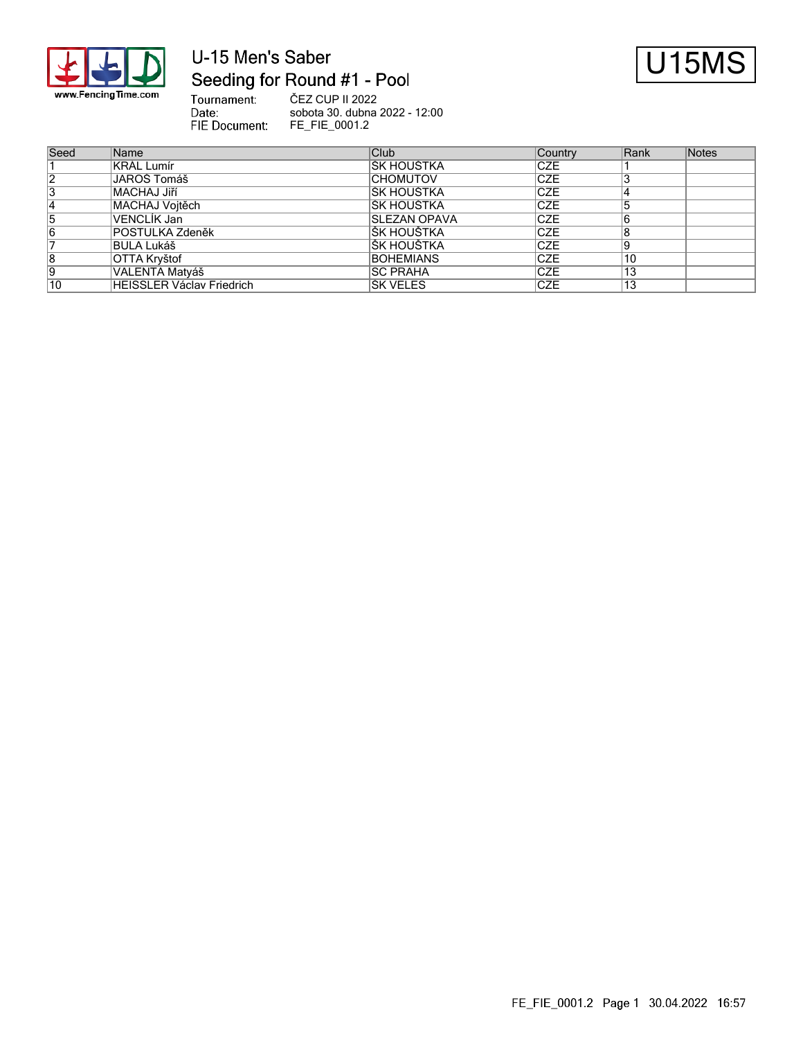# U-15 Men's Saber

## Seeding for Round #1 - Pool

U15MS

Tournament: ČEZ CUP II 2022
Date: sobota 30. dubna 2022 - 12:00
FIE Document: FE_FIE_0001.2

| Seed | Name | Club | Country | Rank | Notes |
|---|---|---|---|---|---|
| 1 | KRÁL Lumír | ŠK HOUŠTKA | CZE | 1 | |
| 2 | JAROŠ Tomáš | CHOMUTOV | CZE | 3 | |
| 3 | MACHAJ Jiří | ŠK HOUŠTKA | CZE | 4 | |
| 4 | MACHAJ Vojtěch | ŠK HOUŠTKA | CZE | 5 | |
| 5 | VENCLÍK Jan | SLEZAN OPAVA | CZE | 6 | |
| 6 | POSTULKA Zdeněk | ŠK HOUŠTKA | CZE | 8 | |
| 7 | BULA Lukáš | ŠK HOUŠTKA | CZE | 9 | |
| 8 | OTTA Kryštof | BOHEMIANS | CZE | 10 | |
| 9 | VALENTA Matyáš | SC PRAHA | CZE | 13 | |
| 10 | HEISSLER Václav Friedrich | SK VELES | CZE | 13 | |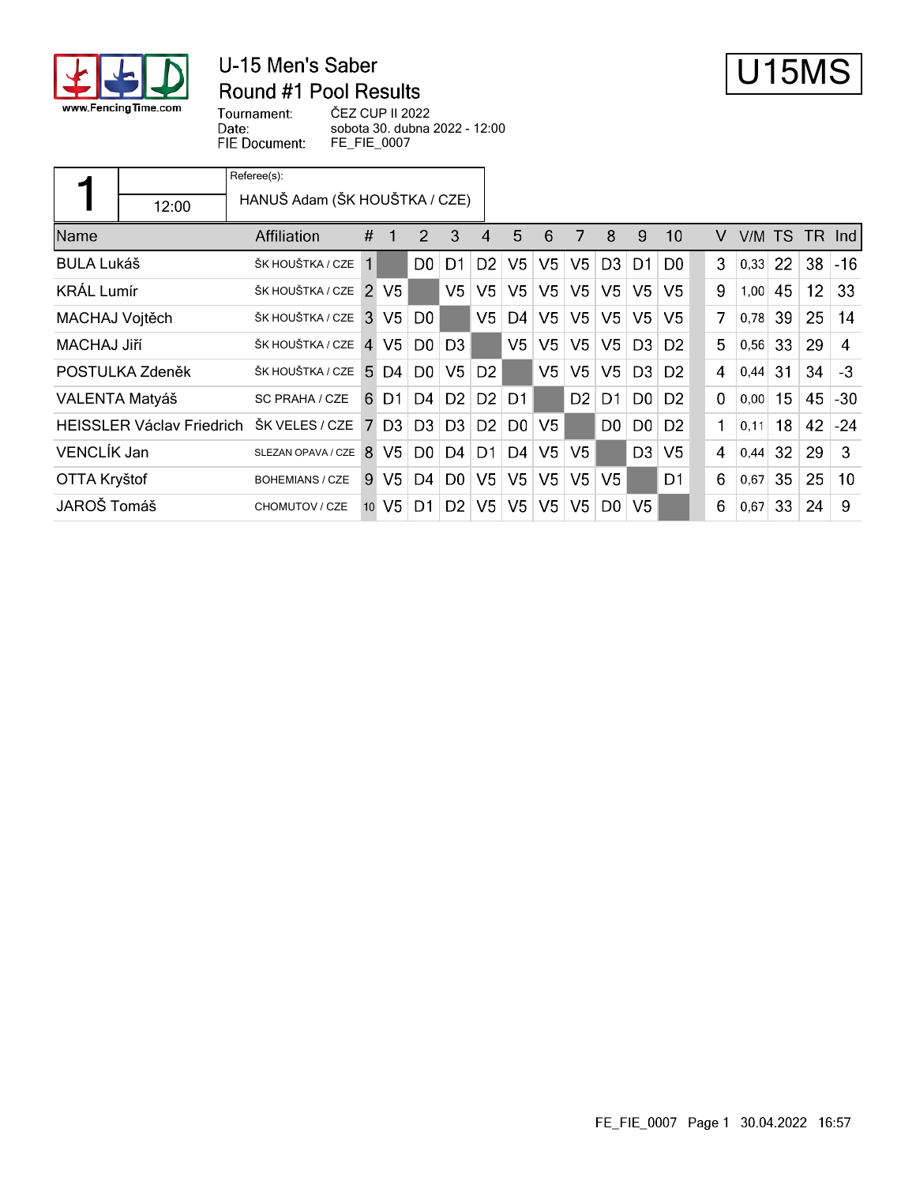# U-15 Men's Saber
## Round #1 Pool Results

**U15MS**

Tournament: ČEZ CUP II 2022
Date: sobota 30. dubna 2022 - 12:00
FIE Document: FE_FIE_0007

| 1 | 12:00 | Referee(s): HANUŠ Adam (ŠK HOUŠTKA / CZE) |
|---|---|---|

| Name | Affiliation | # | 1 | 2 | 3 | 4 | 5 | 6 | 7 | 8 | 9 | 10 | V | V/M | TS | TR | Ind |
|---|---|---|---|---|---|---|---|---|---|---|---|---|---|---|---|---|---|
| BULA Lukáš | ŠK HOUŠTKA / CZE | 1 | | D0 | D1 | D2 | V5 | V5 | V5 | D3 | D1 | D0 | 3 | 0,33 | 22 | 38 | -16 |
| KRÁL Lumír | ŠK HOUŠTKA / CZE | 2 | V5 | | V5 | V5 | V5 | V5 | V5 | V5 | V5 | V5 | 9 | 1,00 | 45 | 12 | 33 |
| MACHAJ Vojtěch | ŠK HOUŠTKA / CZE | 3 | V5 | D0 | | V5 | D4 | V5 | V5 | V5 | V5 | V5 | 7 | 0,78 | 39 | 25 | 14 |
| MACHAJ Jiří | ŠK HOUŠTKA / CZE | 4 | V5 | D0 | D3 | | V5 | V5 | V5 | V5 | D3 | D2 | 5 | 0,56 | 33 | 29 | 4 |
| POSTULKA Zdeněk | ŠK HOUŠTKA / CZE | 5 | D4 | D0 | V5 | D2 | | V5 | V5 | V5 | D3 | D2 | 4 | 0,44 | 31 | 34 | -3 |
| VALENTA Matyáš | SC PRAHA / CZE | 6 | D1 | D4 | D2 | D2 | D1 | | D2 | D1 | D0 | D2 | 0 | 0,00 | 15 | 45 | -30 |
| HEISSLER Václav Friedrich | ŠK VELES / CZE | 7 | D3 | D3 | D3 | D2 | D0 | V5 | | D0 | D0 | D2 | 1 | 0,11 | 18 | 42 | -24 |
| VENCLÍK Jan | SLEZAN OPAVA / CZE | 8 | V5 | D0 | D4 | D1 | D4 | V5 | V5 | | D3 | V5 | 4 | 0,44 | 32 | 29 | 3 |
| OTTA Kryštof | BOHEMIANS / CZE | 9 | V5 | D4 | D0 | V5 | V5 | V5 | V5 | V5 | | D1 | 6 | 0,67 | 35 | 25 | 10 |
| JAROŠ Tomáš | CHOMUTOV / CZE | 10 | V5 | D1 | D2 | V5 | V5 | V5 | V5 | D0 | V5 | | 6 | 0,67 | 33 | 24 | 9 |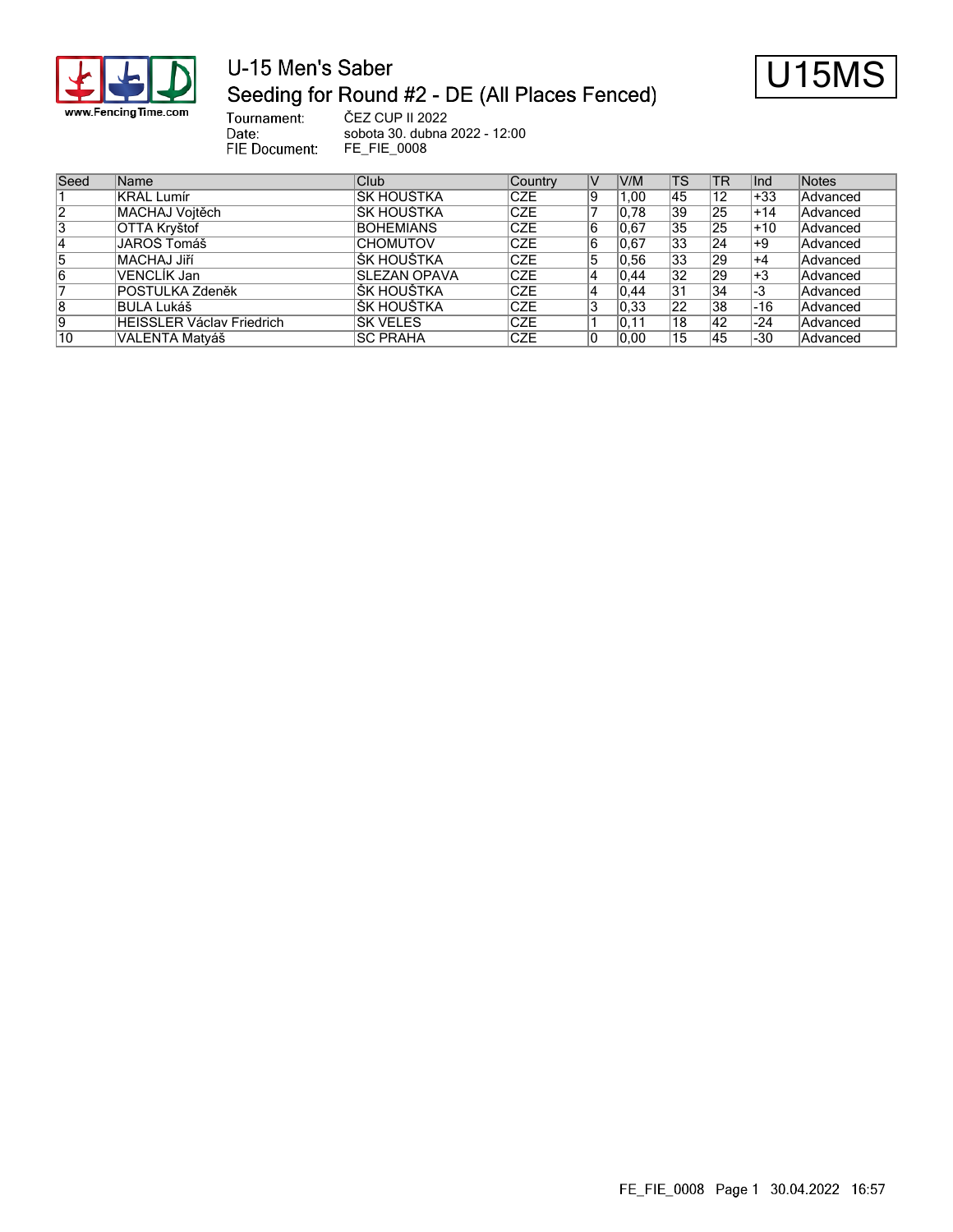# U-15 Men's Saber

## Seeding for Round #2 - DE (All Places Fenced)

**U15MS**

Tournament: ČEZ CUP II 2022
Date: sobota 30. dubna 2022 - 12:00
FIE Document: FE_FIE_0008

| Seed | Name | Club | Country | V | V/M | TS | TR | Ind | Notes |
|---|---|---|---|---|---|---|---|---|---|
| 1 | KRÁL Lumír | SK HOUŠTKA | CZE | 9 | 1,00 | 45 | 12 | +33 | Advanced |
| 2 | MACHAJ Vojtěch | SK HOUŠTKA | CZE | 7 | 0,78 | 39 | 25 | +14 | Advanced |
| 3 | OTTA Kryštof | BOHEMIANS | CZE | 6 | 0,67 | 35 | 25 | +10 | Advanced |
| 4 | JAROŠ Tomáš | CHOMUTOV | CZE | 6 | 0,67 | 33 | 24 | +9 | Advanced |
| 5 | MACHAJ Jiří | ŠK HOUŠTKA | CZE | 5 | 0,56 | 33 | 29 | +4 | Advanced |
| 6 | VENCLÍK Jan | SLEZAN OPAVA | CZE | 4 | 0,44 | 32 | 29 | +3 | Advanced |
| 7 | POSTULKA Zdeněk | ŠK HOUŠTKA | CZE | 4 | 0,44 | 31 | 34 | -3 | Advanced |
| 8 | BULA Lukáš | ŠK HOUŠTKA | CZE | 3 | 0,33 | 22 | 38 | -16 | Advanced |
| 9 | HEISSLER Václav Friedrich | SK VELES | CZE | 1 | 0,11 | 18 | 42 | -24 | Advanced |
| 10 | VALENTA Matyáš | SC PRAHA | CZE | 0 | 0,00 | 15 | 45 | -30 | Advanced |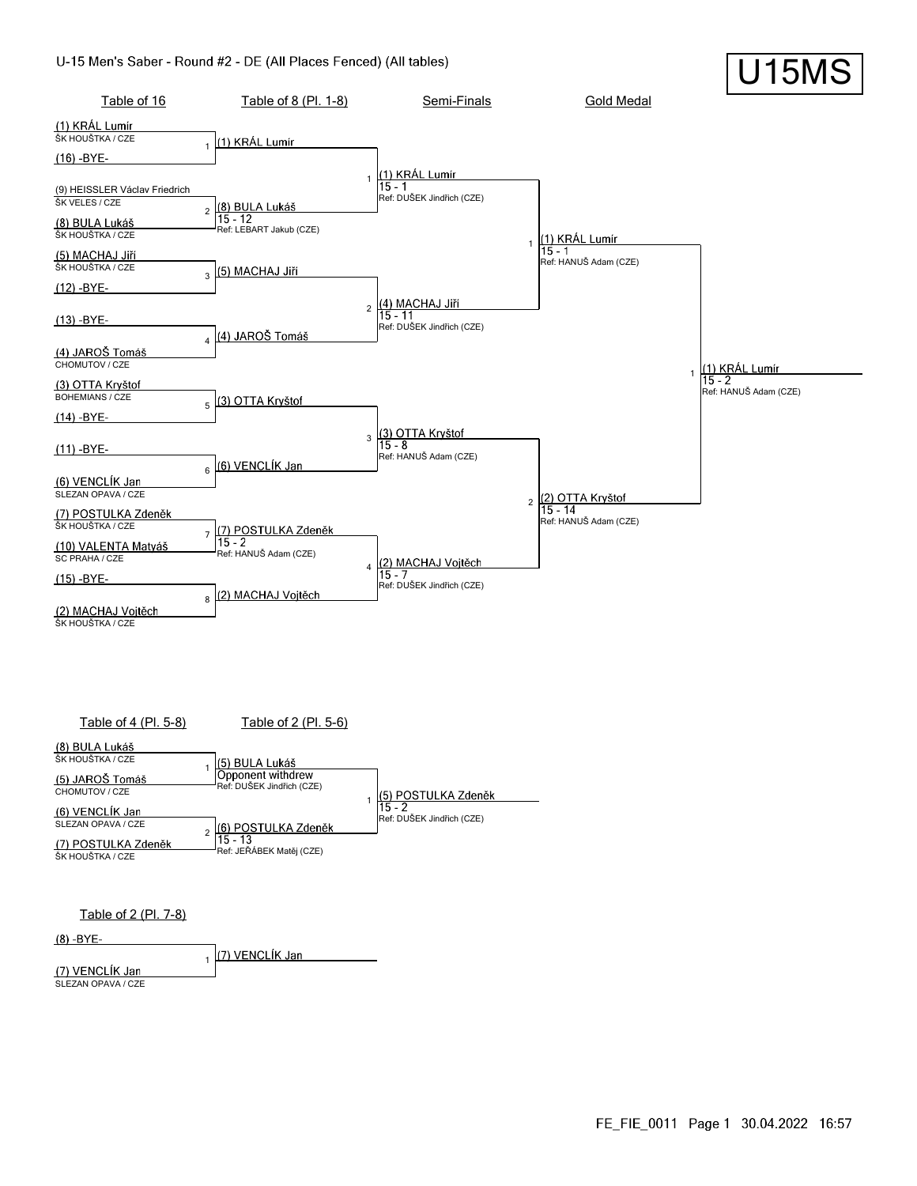# U-15 Men's Saber - Round #2 - DE (All Places Fenced) (All tables)

**U15MS**

## Table of 16

| # | Fencer | Club |
|---|---|---|
| 1 | (1) KRÁL Lumír | ŠK HOUŠTKA / CZE |
| | (16) -BYE- | |
| 2 | (9) HEISSLER Václav Friedrich | ŠK VELES / CZE |
| | (8) BULA Lukáš | ŠK HOUŠTKA / CZE |
| 3 | (5) MACHAJ Jiří | ŠK HOUŠTKA / CZE |
| | (12) -BYE- | |
| 4 | (13) -BYE- | |
| | (4) JAROŠ Tomáš | CHOMUTOV / CZE |
| 5 | (3) OTTA Kryštof | BOHEMIANS / CZE |
| | (14) -BYE- | |
| 6 | (11) -BYE- | |
| | (6) VENCLÍK Jan | SLEZAN OPAVA / CZE |
| 7 | (7) POSTULKA Zdeněk | ŠK HOUŠTKA / CZE |
| | (10) VALENTA Matyáš | SC PRAHA / CZE |
| 8 | (15) -BYE- | |
| | (2) MACHAJ Vojtěch | ŠK HOUŠTKA / CZE |

## Table of 8 (Pl. 1-8)

| # | Winner | Score | Referee |
|---|---|---|---|
| 1 | (1) KRÁL Lumír | | |
| 2 | (8) BULA Lukáš | 15 - 12 | Ref: LEBART Jakub (CZE) |
| 3 | (5) MACHAJ Jiří | | |
| 4 | (4) JAROŠ Tomáš | | |
| 5 | (3) OTTA Kryštof | | |
| 6 | (6) VENCLÍK Jan | | |
| 7 | (7) POSTULKA Zdeněk | 15 - 2 | Ref: HANUŠ Adam (CZE) |
| 8 | (2) MACHAJ Vojtěch | | |

## Semi-Finals

| # | Winner | Score | Referee |
|---|---|---|---|
| 1 | (1) KRÁL Lumír | 15 - 1 | Ref: DUŠEK Jindřich (CZE) |
| 2 | (4) MACHAJ Jiří | 15 - 11 | Ref: DUŠEK Jindřich (CZE) |
| 3 | (3) OTTA Kryštof | 15 - 8 | Ref: HANUŠ Adam (CZE) |
| 4 | (2) MACHAJ Vojtěch | 15 - 7 | Ref: DUŠEK Jindřich (CZE) |

## Gold Medal

| # | Winner | Score | Referee |
|---|---|---|---|
| 1 | (1) KRÁL Lumír | 15 - 1 | Ref: HANUŠ Adam (CZE) |
| 2 | (2) OTTA Kryštof | 15 - 14 | Ref: HANUŠ Adam (CZE) |

**Winner:** 1 (1) KRÁL Lumír 15 - 2 Ref: HANUŠ Adam (CZE)

## Table of 4 (Pl. 5-8)

| # | Fencer | Club |
|---|---|---|
| 1 | (8) BULA Lukáš | ŠK HOUŠTKA / CZE |
| | (5) JAROŠ Tomáš | CHOMUTOV / CZE |
| 2 | (6) VENCLÍK Jan | SLEZAN OPAVA / CZE |
| | (7) POSTULKA Zdeněk | ŠK HOUŠTKA / CZE |

## Table of 2 (Pl. 5-6)

| # | Winner | Score | Referee |
|---|---|---|---|
| 1 | (5) BULA Lukáš | Opponent withdrew | Ref: DUŠEK Jindřich (CZE) |
| 2 | (6) POSTULKA Zdeněk | 15 - 13 | Ref: JEŘÁBEK Matěj (CZE) |

**Winner:** 1 (5) POSTULKA Zdeněk 15 - 2 Ref: DUŠEK Jindřich (CZE)

## Table of 2 (Pl. 7-8)

| # | Fencer | Club |
|---|---|---|
| 1 | (8) -BYE- | |
| | (7) VENCLÍK Jan | SLEZAN OPAVA / CZE |

**Winner:** 1 (7) VENCLÍK Jan

FE_FIE_0011 Page 1 30.04.2022 16:57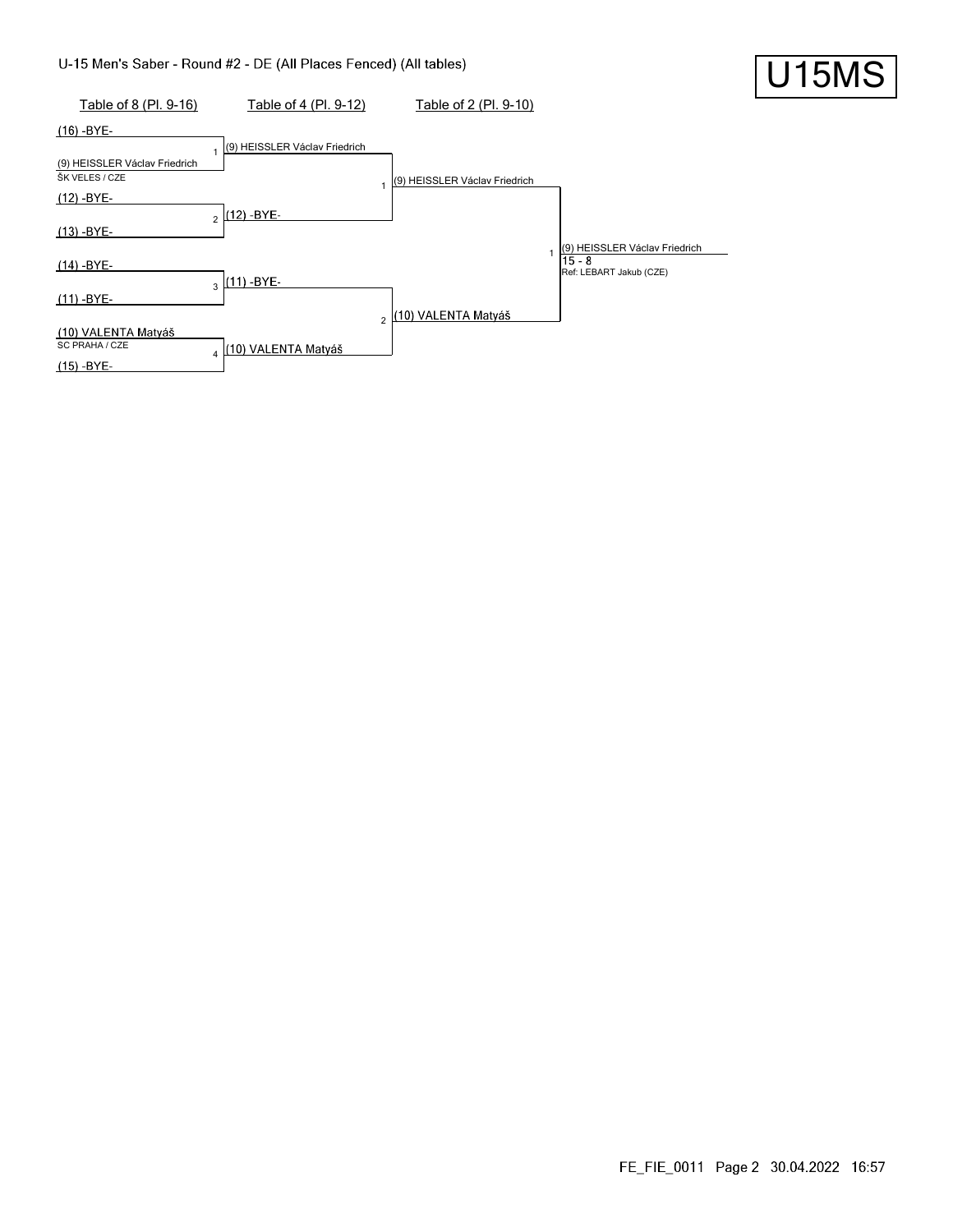U-15 Men's Saber - Round #2 - DE (All Places Fenced) (All tables)

U15MS

| Table of 8 (Pl. 9-16) | Table of 4 (Pl. 9-12) | Table of 2 (Pl. 9-10) | |
|---|---|---|---|
| (16) -BYE- | | | |
| (9) HEISSLER Václav Friedrich<br>ŠK VELES / CZE | 1 (9) HEISSLER Václav Friedrich | | |
| | | 1 (9) HEISSLER Václav Friedrich | |
| (12) -BYE- | | | |
| (13) -BYE- | 2 (12) -BYE- | | |
| | | | 1 (9) HEISSLER Václav Friedrich<br>15 - 8<br>Ref: LEBART Jakub (CZE) |
| (14) -BYE- | | | |
| (11) -BYE- | 3 (11) -BYE- | | |
| | | 2 (10) VALENTA Matyáš | |
| (10) VALENTA Matyáš<br>SC PRAHA / CZE | 4 (10) VALENTA Matyáš | | |
| (15) -BYE- | | | |

FE_FIE_0011 Page 2 30.04.2022 16:57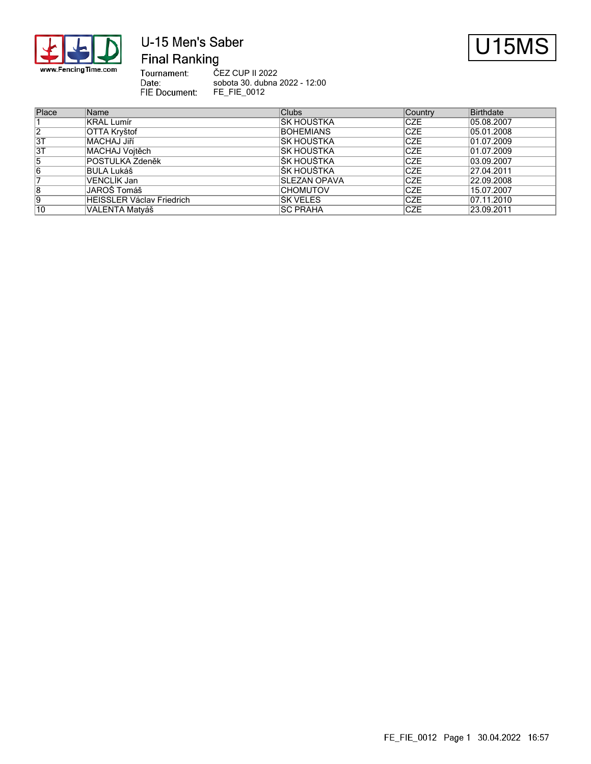# U-15 Men's Saber

## Final Ranking

U15MS

Tournament: ČEZ CUP II 2022
Date: sobota 30. dubna 2022 - 12:00
FIE Document: FE_FIE_0012

| Place | Name | Clubs | Country | Birthdate |
|---|---|---|---|---|
| 1 | KRÁL Lumír | ŠK HOUŠTKA | CZE | 05.08.2007 |
| 2 | OTTA Kryštof | BOHEMIANS | CZE | 05.01.2008 |
| 3T | MACHAJ Jiří | ŠK HOUŠTKA | CZE | 01.07.2009 |
| 3T | MACHAJ Vojtěch | ŠK HOUŠTKA | CZE | 01.07.2009 |
| 5 | POSTULKA Zdeněk | ŠK HOUŠTKA | CZE | 03.09.2007 |
| 6 | BULA Lukáš | ŠK HOUŠTKA | CZE | 27.04.2011 |
| 7 | VENCLÍK Jan | SLEZAN OPAVA | CZE | 22.09.2008 |
| 8 | JAROŠ Tomáš | CHOMUTOV | CZE | 15.07.2007 |
| 9 | HEISSLER Václav Friedrich | SK VELES | CZE | 07.11.2010 |
| 10 | VALENTA Matyáš | SC PRAHA | CZE | 23.09.2011 |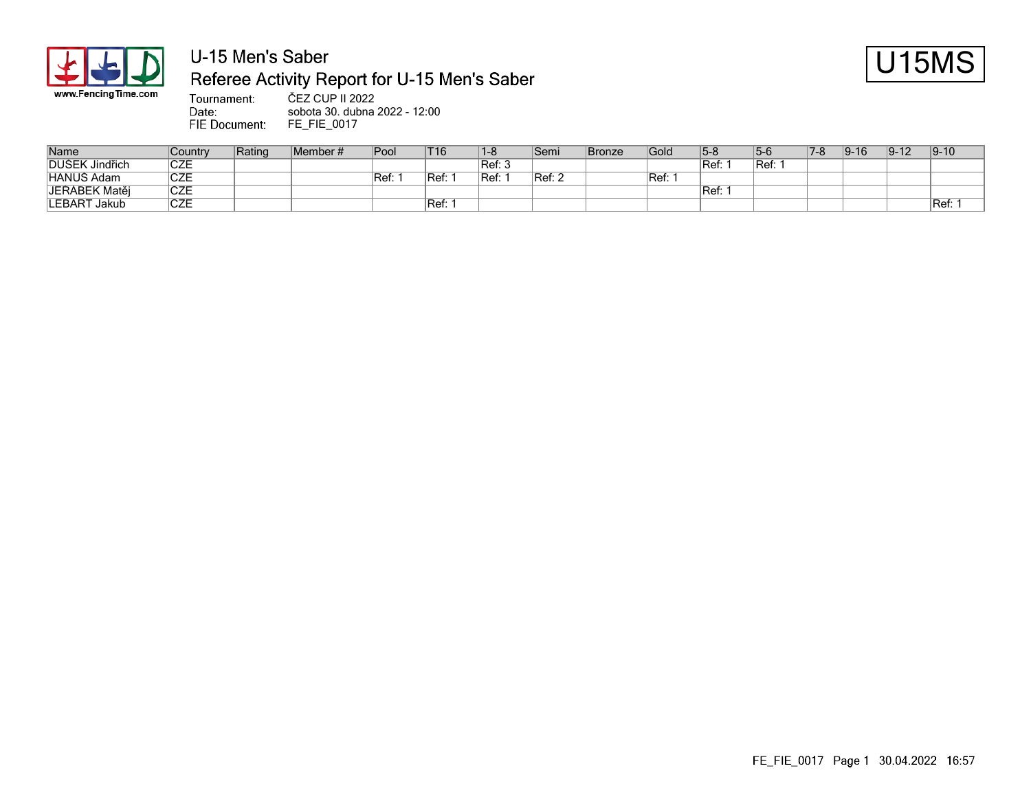# U-15 Men's Saber

## Referee Activity Report for U-15 Men's Saber

U15MS

Tournament: ČEZ CUP II 2022
Date: sobota 30. dubna 2022 - 12:00
FIE Document: FE_FIE_0017

| Name | Country | Rating | Member # | Pool | T16 | 1-8 | Semi | Bronze | Gold | 5-8 | 5-6 | 7-8 | 9-16 | 9-12 | 9-10 |
|---|---|---|---|---|---|---|---|---|---|---|---|---|---|---|---|
| DUŠEK Jindřich | CZE | | | | | Ref: 3 | | | | Ref: 1 | Ref: 1 | | | | |
| HANUS Adam | CZE | | | Ref: 1 | Ref: 1 | Ref: 1 | Ref: 2 | | Ref: 1 | | | | | | |
| JEŘÁBEK Matěj | CZE | | | | | | | | | Ref: 1 | | | | | |
| LEBART Jakub | CZE | | | | Ref: 1 | | | | | | | | | | Ref: 1 |